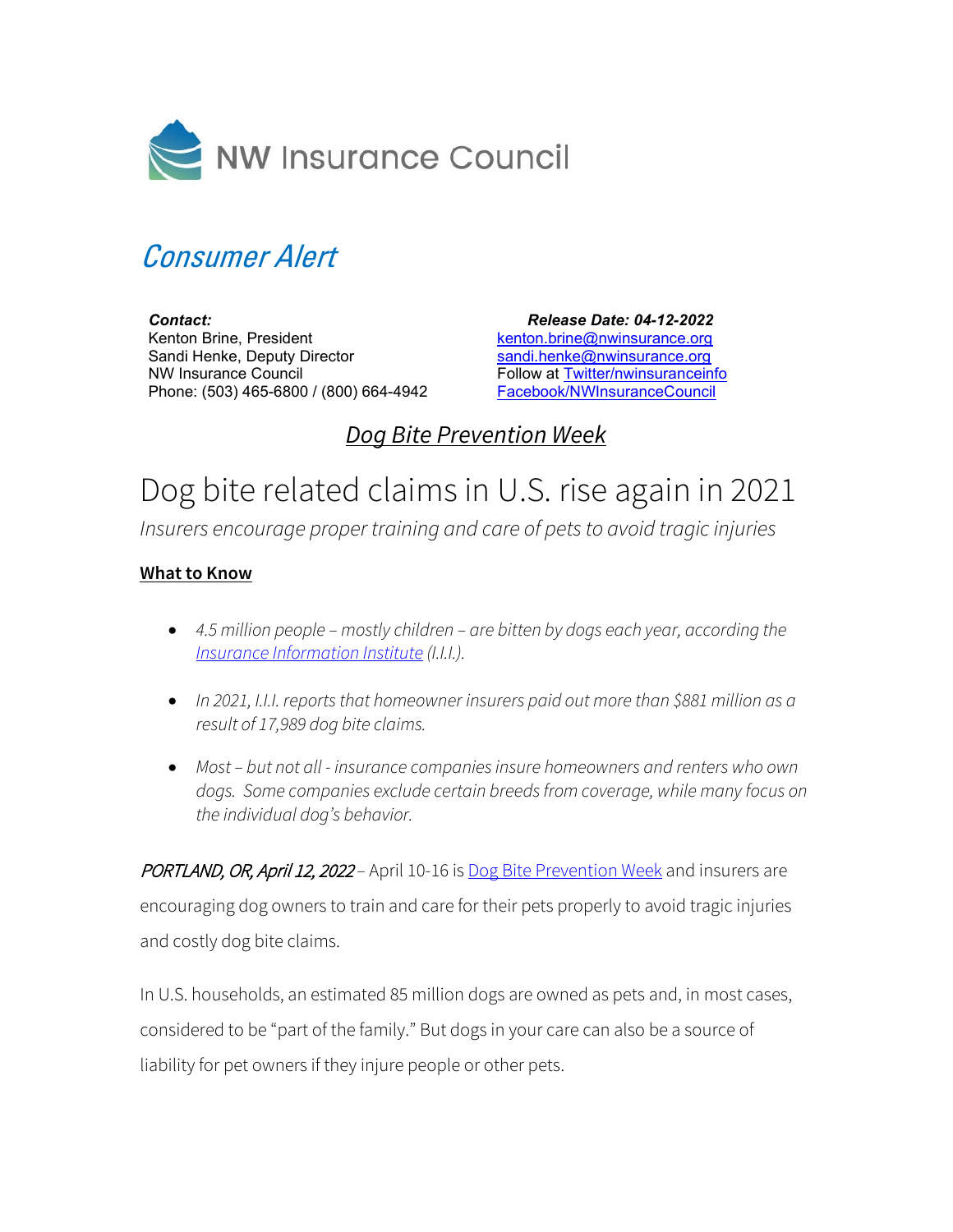NW Insurance Council

*Consumer Alert*

***Contact:***
Kenton Brine, President
Sandi Henke, Deputy Director
NW Insurance Council
Phone: (503) 465-6800 / (800) 664-4942

***Release Date: 04-12-2022***
kenton.brine@nwinsurance.org
sandi.henke@nwinsurance.org
Follow at Twitter/nwinsuranceinfo
Facebook/NWInsuranceCouncil

## *Dog Bite Prevention Week*

# Dog bite related claims in U.S. rise again in 2021

*Insurers encourage proper training and care of pets to avoid tragic injuries*

**What to Know**

- *4.5 million people – mostly children – are bitten by dogs each year, according the Insurance Information Institute (I.I.I.).*
- *In 2021, I.I.I. reports that homeowner insurers paid out more than $881 million as a result of 17,989 dog bite claims.*
- *Most – but not all - insurance companies insure homeowners and renters who own dogs. Some companies exclude certain breeds from coverage, while many focus on the individual dog's behavior.*

*PORTLAND, OR, April 12, 2022* – April 10-16 is Dog Bite Prevention Week and insurers are encouraging dog owners to train and care for their pets properly to avoid tragic injuries and costly dog bite claims.

In U.S. households, an estimated 85 million dogs are owned as pets and, in most cases, considered to be "part of the family." But dogs in your care can also be a source of liability for pet owners if they injure people or other pets.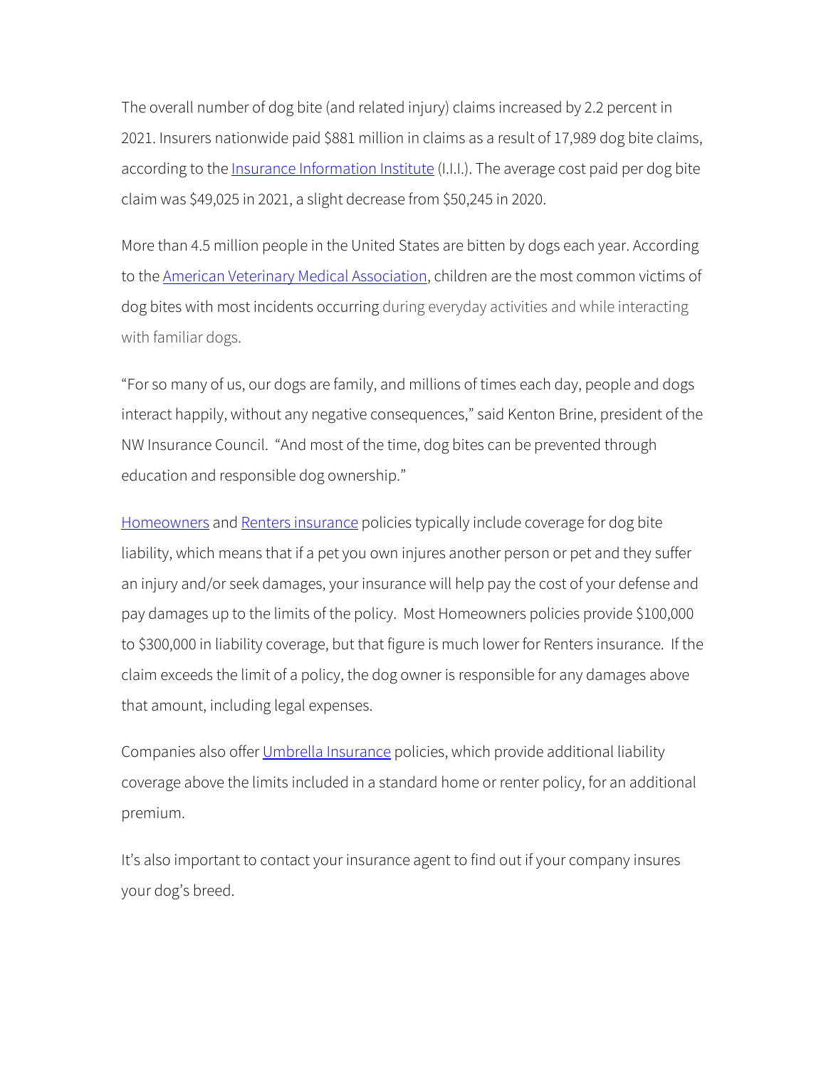The overall number of dog bite (and related injury) claims increased by 2.2 percent in 2021. Insurers nationwide paid $881 million in claims as a result of 17,989 dog bite claims, according to the Insurance Information Institute (I.I.I.). The average cost paid per dog bite claim was $49,025 in 2021, a slight decrease from $50,245 in 2020.

More than 4.5 million people in the United States are bitten by dogs each year. According to the American Veterinary Medical Association, children are the most common victims of dog bites with most incidents occurring during everyday activities and while interacting with familiar dogs.

"For so many of us, our dogs are family, and millions of times each day, people and dogs interact happily, without any negative consequences," said Kenton Brine, president of the NW Insurance Council. "And most of the time, dog bites can be prevented through education and responsible dog ownership."

Homeowners and Renters insurance policies typically include coverage for dog bite liability, which means that if a pet you own injures another person or pet and they suffer an injury and/or seek damages, your insurance will help pay the cost of your defense and pay damages up to the limits of the policy. Most Homeowners policies provide $100,000 to $300,000 in liability coverage, but that figure is much lower for Renters insurance. If the claim exceeds the limit of a policy, the dog owner is responsible for any damages above that amount, including legal expenses.

Companies also offer Umbrella Insurance policies, which provide additional liability coverage above the limits included in a standard home or renter policy, for an additional premium.

It's also important to contact your insurance agent to find out if your company insures your dog's breed.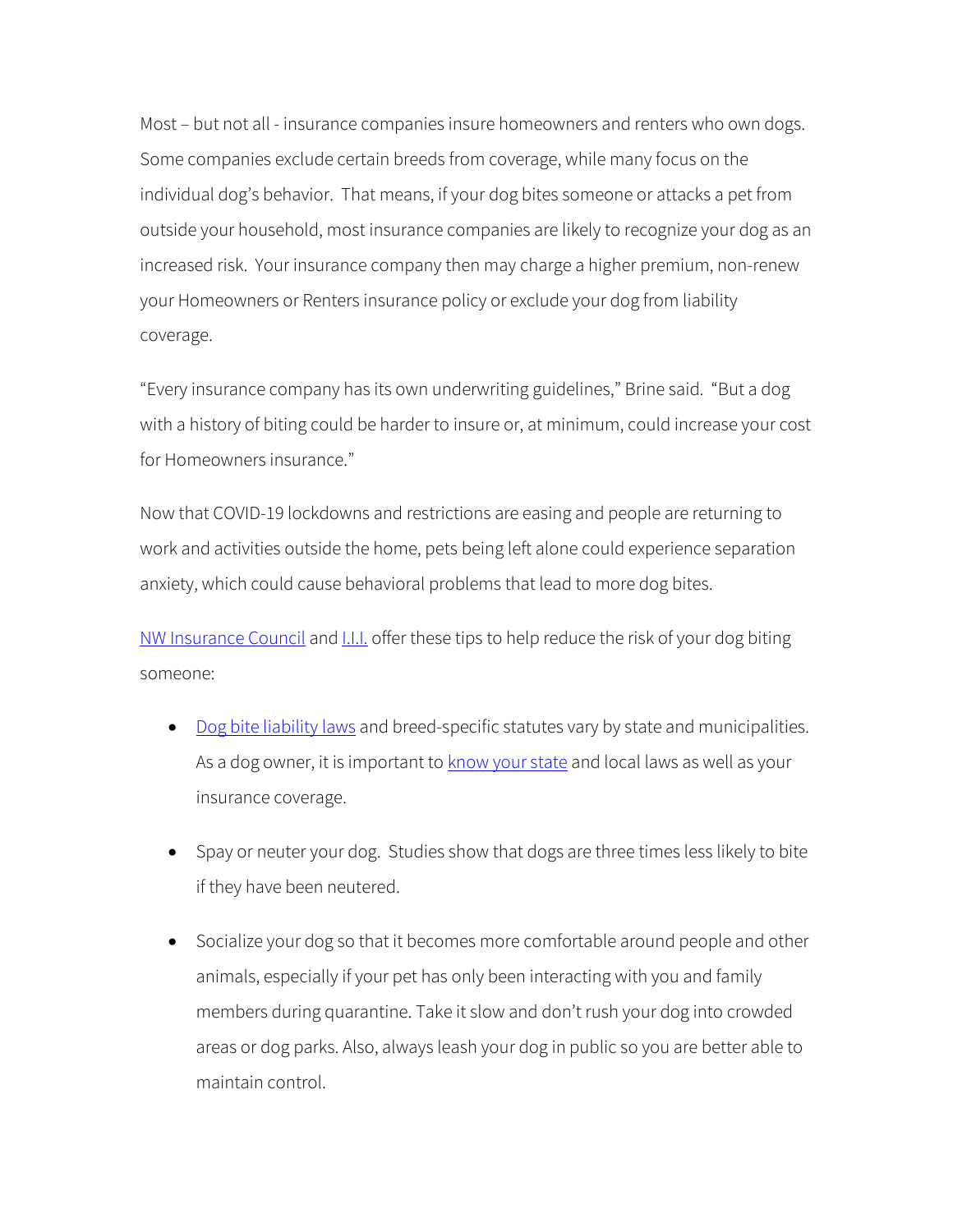Most – but not all - insurance companies insure homeowners and renters who own dogs. Some companies exclude certain breeds from coverage, while many focus on the individual dog's behavior. That means, if your dog bites someone or attacks a pet from outside your household, most insurance companies are likely to recognize your dog as an increased risk. Your insurance company then may charge a higher premium, non-renew your Homeowners or Renters insurance policy or exclude your dog from liability coverage.

"Every insurance company has its own underwriting guidelines," Brine said. "But a dog with a history of biting could be harder to insure or, at minimum, could increase your cost for Homeowners insurance."

Now that COVID-19 lockdowns and restrictions are easing and people are returning to work and activities outside the home, pets being left alone could experience separation anxiety, which could cause behavioral problems that lead to more dog bites.

NW Insurance Council and I.I.I. offer these tips to help reduce the risk of your dog biting someone:

- Dog bite liability laws and breed-specific statutes vary by state and municipalities. As a dog owner, it is important to know your state and local laws as well as your insurance coverage.
- Spay or neuter your dog. Studies show that dogs are three times less likely to bite if they have been neutered.
- Socialize your dog so that it becomes more comfortable around people and other animals, especially if your pet has only been interacting with you and family members during quarantine. Take it slow and don't rush your dog into crowded areas or dog parks. Also, always leash your dog in public so you are better able to maintain control.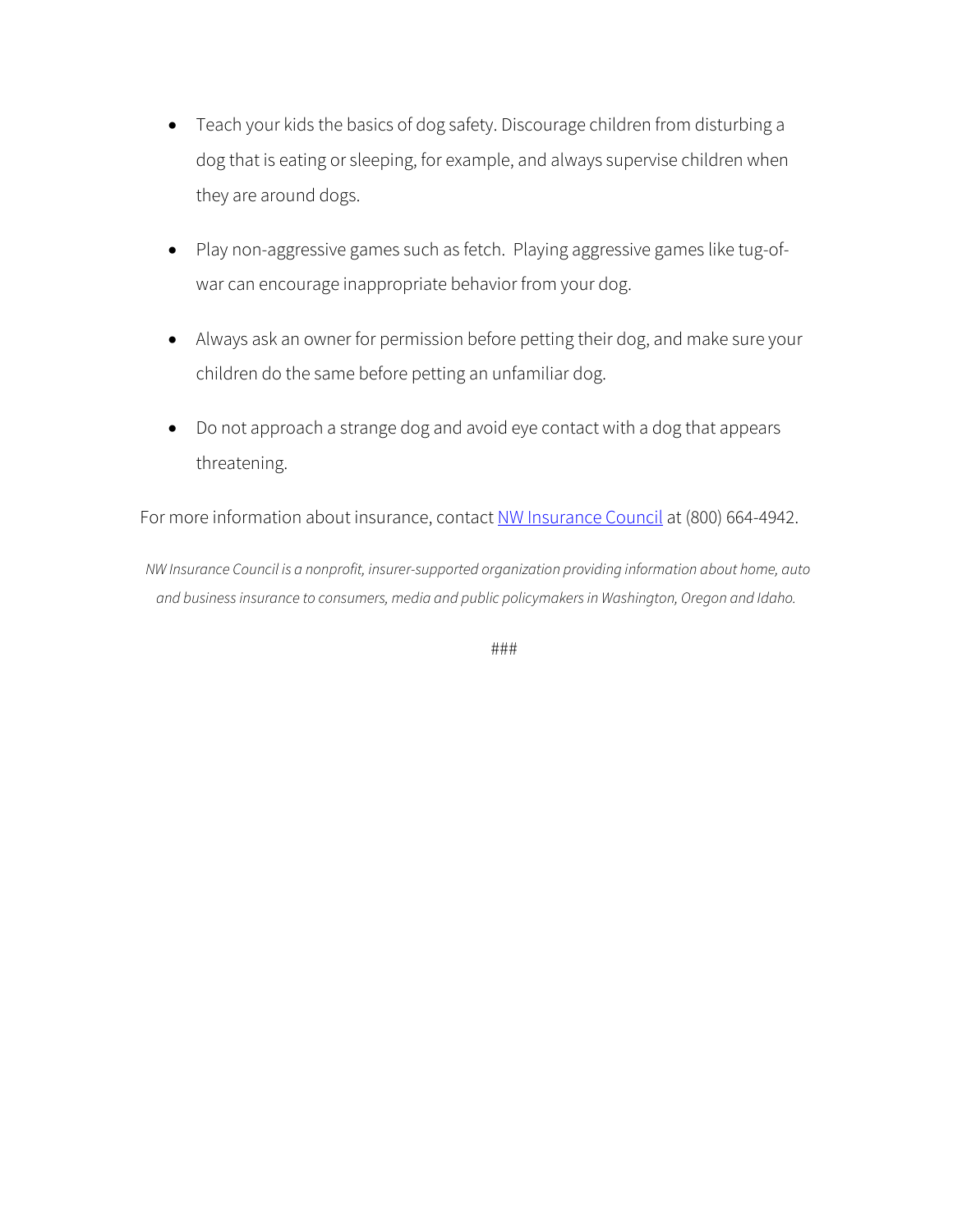- Teach your kids the basics of dog safety. Discourage children from disturbing a dog that is eating or sleeping, for example, and always supervise children when they are around dogs.

- Play non-aggressive games such as fetch.  Playing aggressive games like tug-of-war can encourage inappropriate behavior from your dog.

- Always ask an owner for permission before petting their dog, and make sure your children do the same before petting an unfamiliar dog.

- Do not approach a strange dog and avoid eye contact with a dog that appears threatening.

For more information about insurance, contact NW Insurance Council at (800) 664-4942.

*NW Insurance Council is a nonprofit, insurer-supported organization providing information about home, auto and business insurance to consumers, media and public policymakers in Washington, Oregon and Idaho.*

###